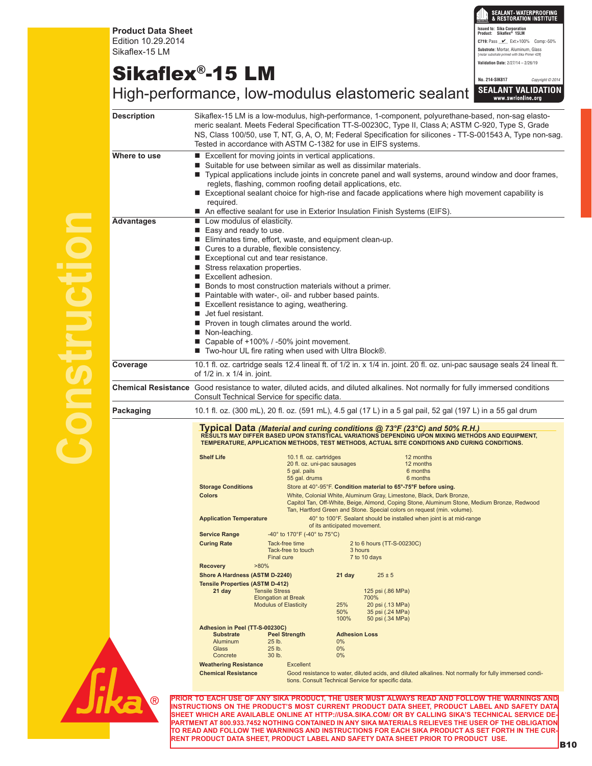**Product Data Sheet**
Edition 10.29.2014
Sikaflex-15 LM

SEALANT·WATERPROOFING & RESTORATION INSTITUTE
Issued to: Sika Corporation
Product: Sikaflex® 15LM
C719: Pass ✔ Ext:+100% Comp:-50%
Substrate: Mortar, Aluminum, Glass
(mortar substrate primed with Sika Primer 429)
Validation Date: 2/27/14 – 2/26/19
No. 214-SIK817 Copyright © 2014
SEALANT VALIDATION
www.swrionline.org

# Sikaflex®-15 LM

## High-performance, low-modulus elastomeric sealant

**Description**

Sikaflex-15 LM is a low-modulus, high-performance, 1-component, polyurethane-based, non-sag elastomeric sealant. Meets Federal Specification TT-S-00230C, Type II, Class A; ASTM C-920, Type S, Grade NS, Class 100/50, use T, NT, G, A, O, M; Federal Specification for silicones - TT-S-001543 A, Type non-sag. Tested in accordance with ASTM C-1382 for use in EIFS systems.

**Where to use**

- Excellent for moving joints in vertical applications.
- Suitable for use between similar as well as dissimilar materials.
- Typical applications include joints in concrete panel and wall systems, around window and door frames, reglets, flashing, common roofing detail applications, etc.
- Exceptional sealant choice for high-rise and facade applications where high movement capability is required.
- An effective sealant for use in Exterior Insulation Finish Systems (EIFS).

**Advantages**

- Low modulus of elasticity.
- Easy and ready to use.
- Eliminates time, effort, waste, and equipment clean-up.
- Cures to a durable, flexible consistency.
- Exceptional cut and tear resistance.
- Stress relaxation properties.
- Excellent adhesion.
- Bonds to most construction materials without a primer.
- Paintable with water-, oil- and rubber based paints.
- Excellent resistance to aging, weathering.
- Jet fuel resistant.
- Proven in tough climates around the world.
- Non-leaching.
- Capable of +100% / -50% joint movement.
- Two-hour UL fire rating when used with Ultra Block®.

**Coverage**

10.1 fl. oz. cartridge seals 12.4 lineal ft. of 1/2 in. x 1/4 in. joint. 20 fl. oz. uni-pac sausage seals 24 lineal ft. of 1/2 in. x 1/4 in. joint.

**Chemical Resistance**

Good resistance to water, diluted acids, and diluted alkalines. Not normally for fully immersed conditions Consult Technical Service for specific data.

**Packaging**

10.1 fl. oz. (300 mL), 20 fl. oz. (591 mL), 4.5 gal (17 L) in a 5 gal pail, 52 gal (197 L) in a 55 gal drum

### Typical Data *(Material and curing conditions @ 73°F (23°C) and 50% R.H.)*

**RESULTS MAY DIFFER BASED UPON STATISTICAL VARIATIONS DEPENDING UPON MIXING METHODS AND EQUIPMENT, TEMPERATURE, APPLICATION METHODS, TEST METHODS, ACTUAL SITE CONDITIONS AND CURING CONDITIONS.**

**Shelf Life**

| | |
|---|---|
| 10.1 fl. oz. cartridges | 12 months |
| 20 fl. oz. uni-pac sausages | 12 months |
| 5 gal. pails | 6 months |
| 55 gal. drums | 6 months |

**Storage Conditions** Store at 40°-95°F. **Condition material to 65°-75°F before using.**

**Colors** White, Colonial White, Aluminum Gray, Limestone, Black, Dark Bronze, Capitol Tan, Off-White, Beige, Almond, Coping Stone, Aluminum Stone, Medium Bronze, Redwood Tan, Hartford Green and Stone. Special colors on request (min. volume).

**Application Temperature** 40° to 100°F. Sealant should be installed when joint is at mid-range of its anticipated movement.

**Service Range** -40° to 170°F (-40° to 75°C)

**Curing Rate**

| | |
|---|---|
| Tack-free time | 2 to 6 hours (TT-S-00230C) |
| Tack-free to touch | 3 hours |
| Final cure | 7 to 10 days |

**Recovery** >80%

**Shore A Hardness (ASTM D-2240)** 21 day 25 ± 5

**Tensile Properties (ASTM D-412)**

| | | | |
|---|---|---|---|
| 21 day | Tensile Stress | | 125 psi (.86 MPa) |
| | Elongation at Break | | 700% |
| | Modulus of Elasticity | 25% | 20 psi (.13 MPa) |
| | | 50% | 35 psi (.24 MPa) |
| | | 100% | 50 psi (.34 MPa) |

**Adhesion in Peel (TT-S-00230C)**

| Substrate | Peel Strength | Adhesion Loss |
|---|---|---|
| Aluminum | 25 lb. | 0% |
| Glass | 25 lb. | 0% |
| Concrete | 30 lb. | 0% |

**Weathering Resistance** Excellent

**Chemical Resistance** Good resistance to water, diluted acids, and diluted alkalines. Not normally for fully immersed conditions. Consult Technical Service for specific data.

**PRIOR TO EACH USE OF ANY SIKA PRODUCT, THE USER MUST ALWAYS READ AND FOLLOW THE WARNINGS AND INSTRUCTIONS ON THE PRODUCT'S MOST CURRENT PRODUCT DATA SHEET, PRODUCT LABEL AND SAFETY DATA SHEET WHICH ARE AVAILABLE ONLINE AT HTTP://USA.SIKA.COM/ OR BY CALLING SIKA'S TECHNICAL SERVICE DEPARTMENT AT 800.933.7452 NOTHING CONTAINED IN ANY SIKA MATERIALS RELIEVES THE USER OF THE OBLIGATION TO READ AND FOLLOW THE WARNINGS AND INSTRUCTIONS FOR EACH SIKA PRODUCT AS SET FORTH IN THE CURRENT PRODUCT DATA SHEET, PRODUCT LABEL AND SAFETY DATA SHEET PRIOR TO PRODUCT USE.**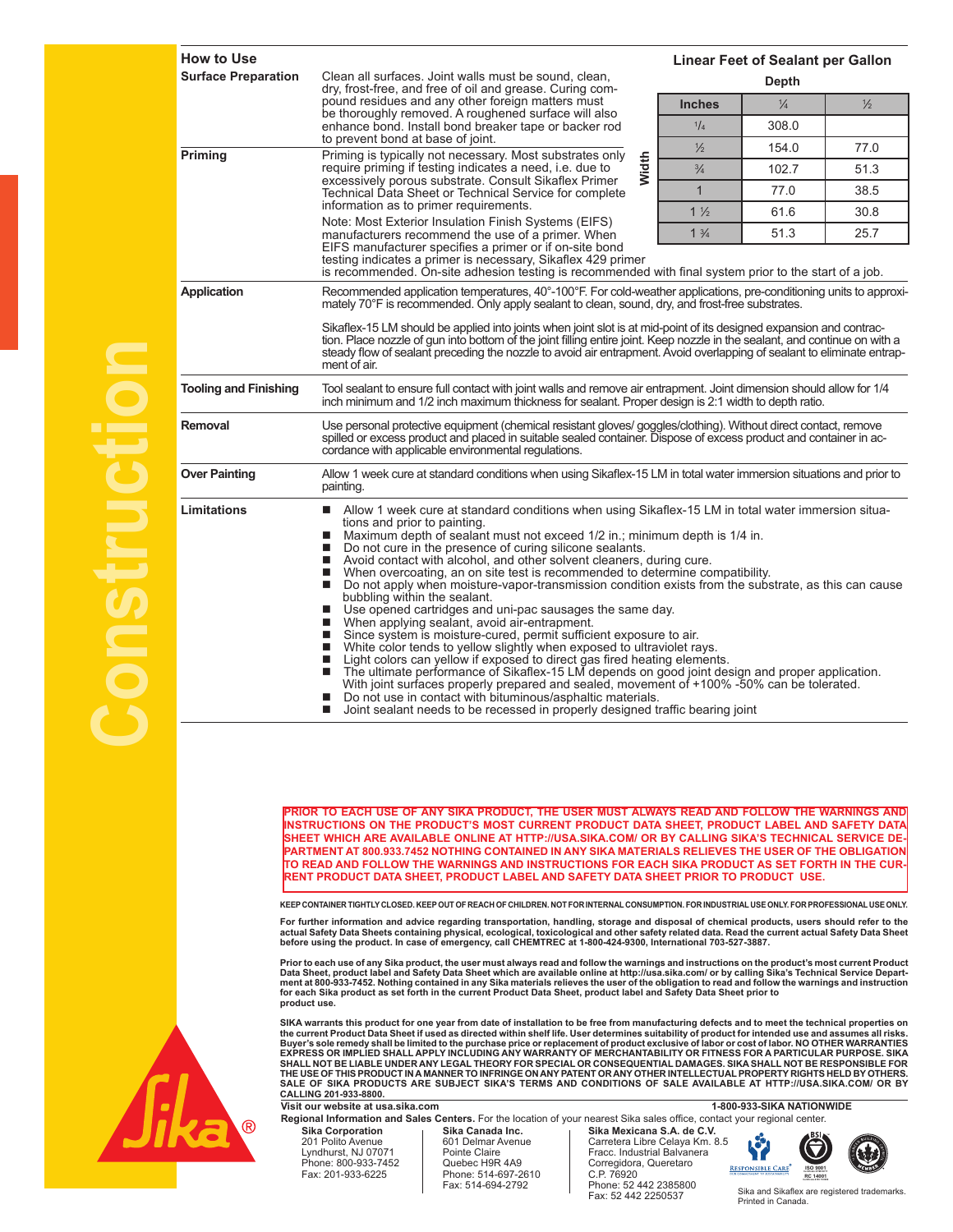## How to Use

### Linear Feet of Sealant per Gallon

| | | Depth | |
|---|---|---|---|
| | Inches | ¼ | ½ |
| Width | ¼ | 308.0 | |
| | ½ | 154.0 | 77.0 |
| | ¾ | 102.7 | 51.3 |
| | 1 | 77.0 | 38.5 |
| | 1 ½ | 61.6 | 30.8 |
| | 1 ¾ | 51.3 | 25.7 |

**Surface Preparation**

Clean all surfaces. Joint walls must be sound, clean, dry, frost-free, and free of oil and grease. Curing compound residues and any other foreign matters must be thoroughly removed. A roughened surface will also enhance bond. Install bond breaker tape or backer rod to prevent bond at base of joint.

**Priming**

Priming is typically not necessary. Most substrates only require priming if testing indicates a need, i.e. due to excessively porous substrate. Consult Sikaflex Primer Technical Data Sheet or Technical Service for complete information as to primer requirements.

Note: Most Exterior Insulation Finish Systems (EIFS) manufacturers recommend the use of a primer. When EIFS manufacturer specifies a primer or if on-site bond testing indicates a primer is necessary, Sikaflex 429 primer is recommended. On-site adhesion testing is recommended with final system prior to the start of a job.

**Application**

Recommended application temperatures, 40°-100°F. For cold-weather applications, pre-conditioning units to approximately 70°F is recommended. Only apply sealant to clean, sound, dry, and frost-free substrates.

Sikaflex-15 LM should be applied into joints when joint slot is at mid-point of its designed expansion and contraction. Place nozzle of gun into bottom of the joint filling entire joint. Keep nozzle in the sealant, and continue on with a steady flow of sealant preceding the nozzle to avoid air entrapment. Avoid overlapping of sealant to eliminate entrapment of air.

**Tooling and Finishing**

Tool sealant to ensure full contact with joint walls and remove air entrapment. Joint dimension should allow for 1/4 inch minimum and 1/2 inch maximum thickness for sealant. Proper design is 2:1 width to depth ratio.

**Removal**

Use personal protective equipment (chemical resistant gloves/ goggles/clothing). Without direct contact, remove spilled or excess product and placed in suitable sealed container. Dispose of excess product and container in accordance with applicable environmental regulations.

**Over Painting**

Allow 1 week cure at standard conditions when using Sikaflex-15 LM in total water immersion situations and prior to painting.

**Limitations**

- Allow 1 week cure at standard conditions when using Sikaflex-15 LM in total water immersion situations and prior to painting.
- Maximum depth of sealant must not exceed 1/2 in.; minimum depth is 1/4 in.
- Do not cure in the presence of curing silicone sealants.
- Avoid contact with alcohol, and other solvent cleaners, during cure.
- When overcoating, an on site test is recommended to determine compatibility.
- Do not apply when moisture-vapor-transmission condition exists from the substrate, as this can cause bubbling within the sealant.
- Use opened cartridges and uni-pac sausages the same day.
- When applying sealant, avoid air-entrapment.
- Since system is moisture-cured, permit sufficient exposure to air.
- White color tends to yellow slightly when exposed to ultraviolet rays.
- Light colors can yellow if exposed to direct gas fired heating elements.
- The ultimate performance of Sikaflex-15 LM depends on good joint design and proper application. With joint surfaces properly prepared and sealed, movement of +100% -50% can be tolerated.
- Do not use in contact with bituminous/asphaltic materials.
- Joint sealant needs to be recessed in properly designed traffic bearing joint

**PRIOR TO EACH USE OF ANY SIKA PRODUCT, THE USER MUST ALWAYS READ AND FOLLOW THE WARNINGS AND INSTRUCTIONS ON THE PRODUCT'S MOST CURRENT PRODUCT DATA SHEET, PRODUCT LABEL AND SAFETY DATA SHEET WHICH ARE AVAILABLE ONLINE AT HTTP://USA.SIKA.COM/ OR BY CALLING SIKA'S TECHNICAL SERVICE DEPARTMENT AT 800.933.7452 NOTHING CONTAINED IN ANY SIKA MATERIALS RELIEVES THE USER OF THE OBLIGATION TO READ AND FOLLOW THE WARNINGS AND INSTRUCTIONS FOR EACH SIKA PRODUCT AS SET FORTH IN THE CURRENT PRODUCT DATA SHEET, PRODUCT LABEL AND SAFETY DATA SHEET PRIOR TO PRODUCT USE.**

**KEEP CONTAINER TIGHTLY CLOSED. KEEP OUT OF REACH OF CHILDREN. NOT FOR INTERNAL CONSUMPTION. FOR INDUSTRIAL USE ONLY. FOR PROFESSIONAL USE ONLY.**

**For further information and advice regarding transportation, handling, storage and disposal of chemical products, users should refer to the actual Safety Data Sheets containing physical, ecological, toxicological and other safety related data. Read the current actual Safety Data Sheet before using the product. In case of emergency, call CHEMTREC at 1-800-424-9300, International 703-527-3887.**

**Prior to each use of any Sika product, the user must always read and follow the warnings and instructions on the product's most current Product Data Sheet, product label and Safety Data Sheet which are available online at http://usa.sika.com/ or by calling Sika's Technical Service Department at 800-933-7452. Nothing contained in any Sika materials relieves the user of the obligation to read and follow the warnings and instruction for each Sika product as set forth in the current Product Data Sheet, product label and Safety Data Sheet prior to product use.**

**SIKA warrants this product for one year from date of installation to be free from manufacturing defects and to meet the technical properties on the current Product Data Sheet if used as directed within shelf life. User determines suitability of product for intended use and assumes all risks. Buyer's sole remedy shall be limited to the purchase price or replacement of product exclusive of labor or cost of labor. NO OTHER WARRANTIES EXPRESS OR IMPLIED SHALL APPLY INCLUDING ANY WARRANTY OF MERCHANTABILITY OR FITNESS FOR A PARTICULAR PURPOSE. SIKA SHALL NOT BE LIABLE UNDER ANY LEGAL THEORY FOR SPECIAL OR CONSEQUENTIAL DAMAGES. SIKA SHALL NOT BE RESPONSIBLE FOR THE USE OF THIS PRODUCT IN A MANNER TO INFRINGE ON ANY PATENT OR ANY OTHER INTELLECTUAL PROPERTY RIGHTS HELD BY OTHERS. SALE OF SIKA PRODUCTS ARE SUBJECT SIKA'S TERMS AND CONDITIONS OF SALE AVAILABLE AT HTTP://USA.SIKA.COM/ OR BY CALLING 201-933-8800.**

**Visit our website at usa.sika.com** **1-800-933-SIKA NATIONWIDE**

**Regional Information and Sales Centers.** For the location of your nearest Sika sales office, contact your regional center.

**Sika Corporation**
201 Polito Avenue
Lyndhurst, NJ 07071
Phone: 800-933-7452
Fax: 201-933-6225

**Sika Canada Inc.**
601 Delmar Avenue
Pointe Claire
Quebec H9R 4A9
Phone: 514-697-2610
Fax: 514-694-2792

**Sika Mexicana S.A. de C.V.**
Carretera Libre Celaya Km. 8.5
Fracc. Industrial Balvanera
Corregidora, Queretaro
C.P. 76920
Phone: 52 442 2385800
Fax: 52 442 2250537

Sika and Sikaflex are registered trademarks.
Printed in Canada.